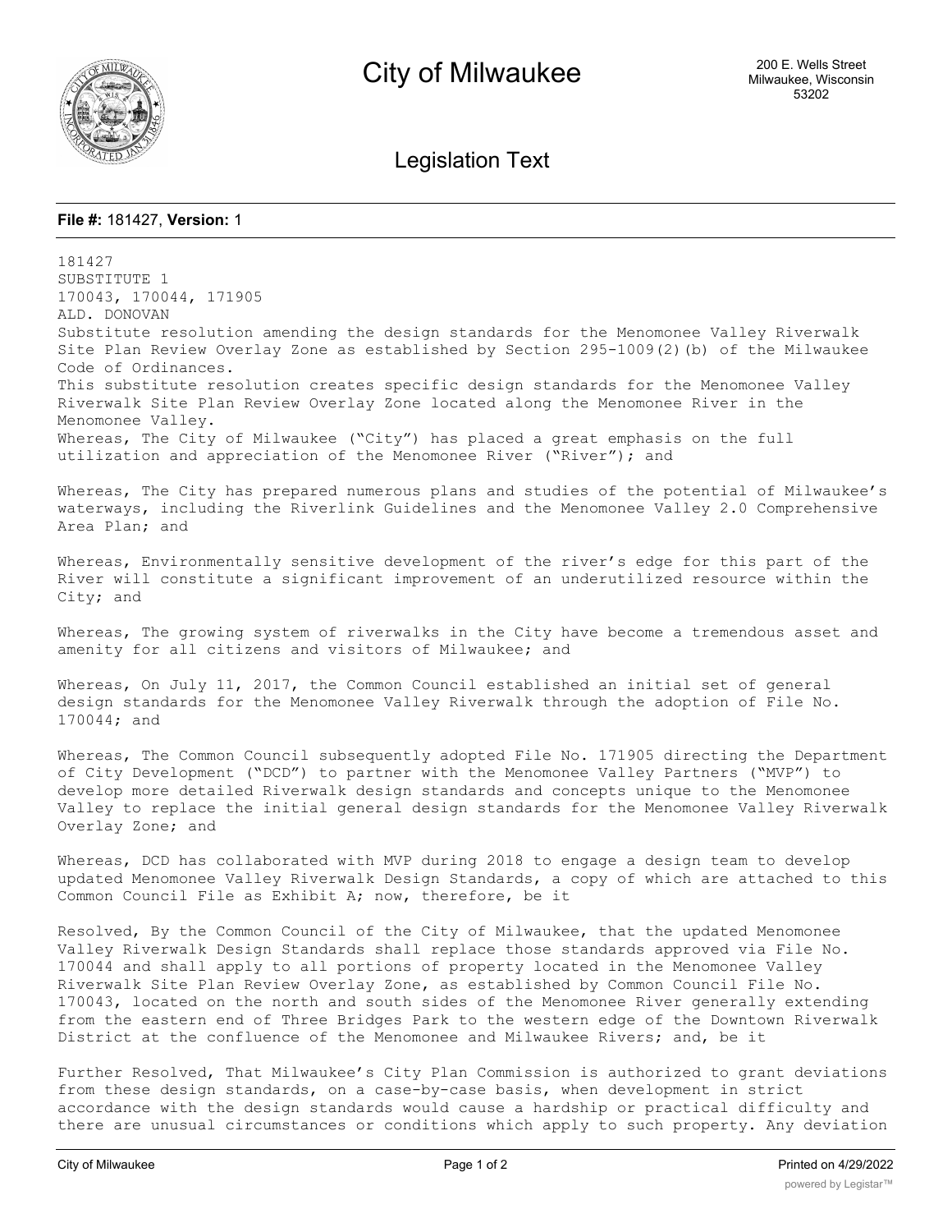# City of Milwaukee

200 E. Wells Street
Milwaukee, Wisconsin
53202

## Legislation Text

**File #:** 181427, **Version:** 1

181427
SUBSTITUTE 1
170043, 170044, 171905
ALD. DONOVAN
Substitute resolution amending the design standards for the Menomonee Valley Riverwalk Site Plan Review Overlay Zone as established by Section 295-1009(2)(b) of the Milwaukee Code of Ordinances.
This substitute resolution creates specific design standards for the Menomonee Valley Riverwalk Site Plan Review Overlay Zone located along the Menomonee River in the Menomonee Valley.
Whereas, The City of Milwaukee ("City") has placed a great emphasis on the full utilization and appreciation of the Menomonee River ("River"); and

Whereas, The City has prepared numerous plans and studies of the potential of Milwaukee's waterways, including the Riverlink Guidelines and the Menomonee Valley 2.0 Comprehensive Area Plan; and

Whereas, Environmentally sensitive development of the river's edge for this part of the River will constitute a significant improvement of an underutilized resource within the City; and

Whereas, The growing system of riverwalks in the City have become a tremendous asset and amenity for all citizens and visitors of Milwaukee; and

Whereas, On July 11, 2017, the Common Council established an initial set of general design standards for the Menomonee Valley Riverwalk through the adoption of File No. 170044; and

Whereas, The Common Council subsequently adopted File No. 171905 directing the Department of City Development ("DCD") to partner with the Menomonee Valley Partners ("MVP") to develop more detailed Riverwalk design standards and concepts unique to the Menomonee Valley to replace the initial general design standards for the Menomonee Valley Riverwalk Overlay Zone; and

Whereas, DCD has collaborated with MVP during 2018 to engage a design team to develop updated Menomonee Valley Riverwalk Design Standards, a copy of which are attached to this Common Council File as Exhibit A; now, therefore, be it

Resolved, By the Common Council of the City of Milwaukee, that the updated Menomonee Valley Riverwalk Design Standards shall replace those standards approved via File No. 170044 and shall apply to all portions of property located in the Menomonee Valley Riverwalk Site Plan Review Overlay Zone, as established by Common Council File No. 170043, located on the north and south sides of the Menomonee River generally extending from the eastern end of Three Bridges Park to the western edge of the Downtown Riverwalk District at the confluence of the Menomonee and Milwaukee Rivers; and, be it

Further Resolved, That Milwaukee's City Plan Commission is authorized to grant deviations from these design standards, on a case-by-case basis, when development in strict accordance with the design standards would cause a hardship or practical difficulty and there are unusual circumstances or conditions which apply to such property. Any deviation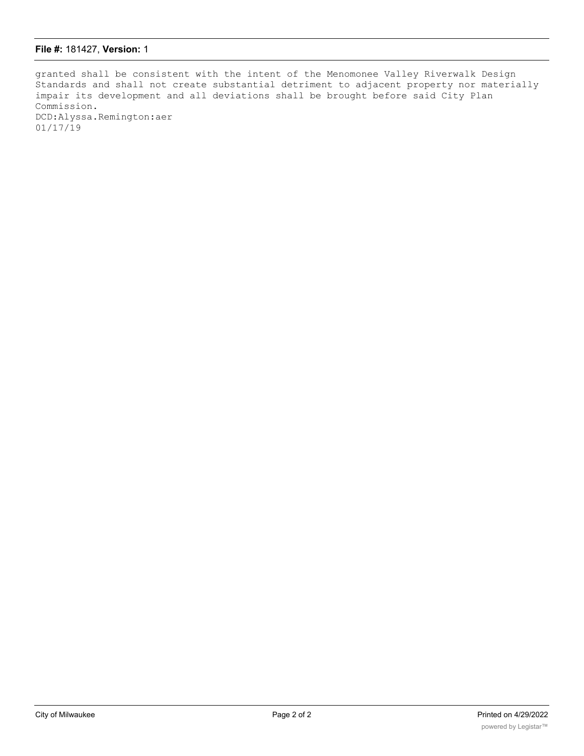granted shall be consistent with the intent of the Menomonee Valley Riverwalk Design Standards and shall not create substantial detriment to adjacent property nor materially impair its development and all deviations shall be brought before said City Plan Commission.

DCD:Alyssa.Remington:aer
01/17/19